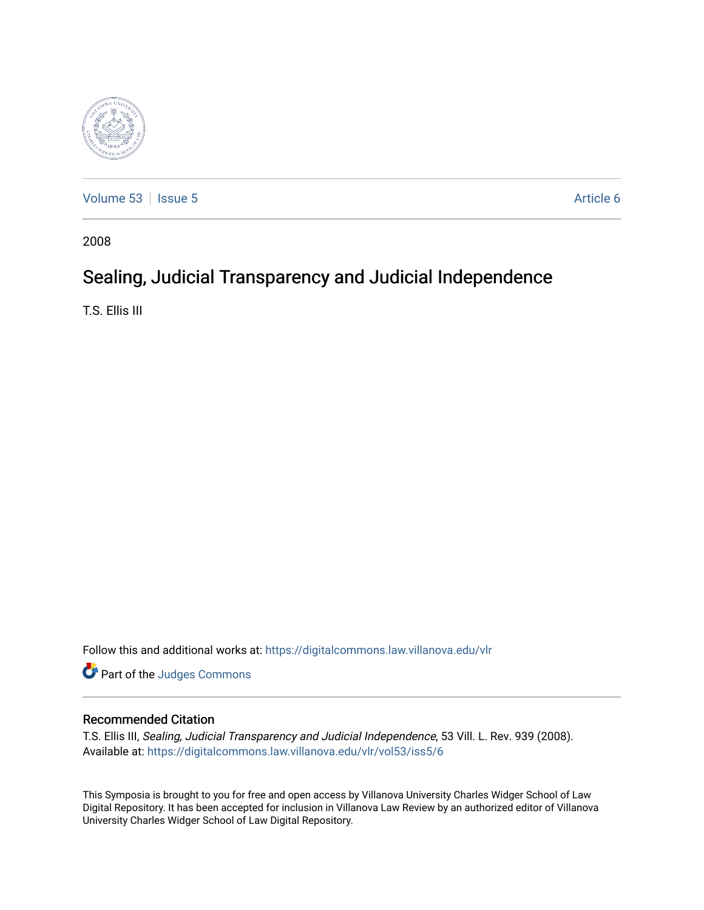Volume 53 | Issue 5 Article 6

2008

# Sealing, Judicial Transparency and Judicial Independence

T.S. Ellis III

Follow this and additional works at: https://digitalcommons.law.villanova.edu/vlr

Part of the Judges Commons

## Recommended Citation

T.S. Ellis III, *Sealing, Judicial Transparency and Judicial Independence*, 53 Vill. L. Rev. 939 (2008).
Available at: https://digitalcommons.law.villanova.edu/vlr/vol53/iss5/6

This Symposia is brought to you for free and open access by Villanova University Charles Widger School of Law Digital Repository. It has been accepted for inclusion in Villanova Law Review by an authorized editor of Villanova University Charles Widger School of Law Digital Repository.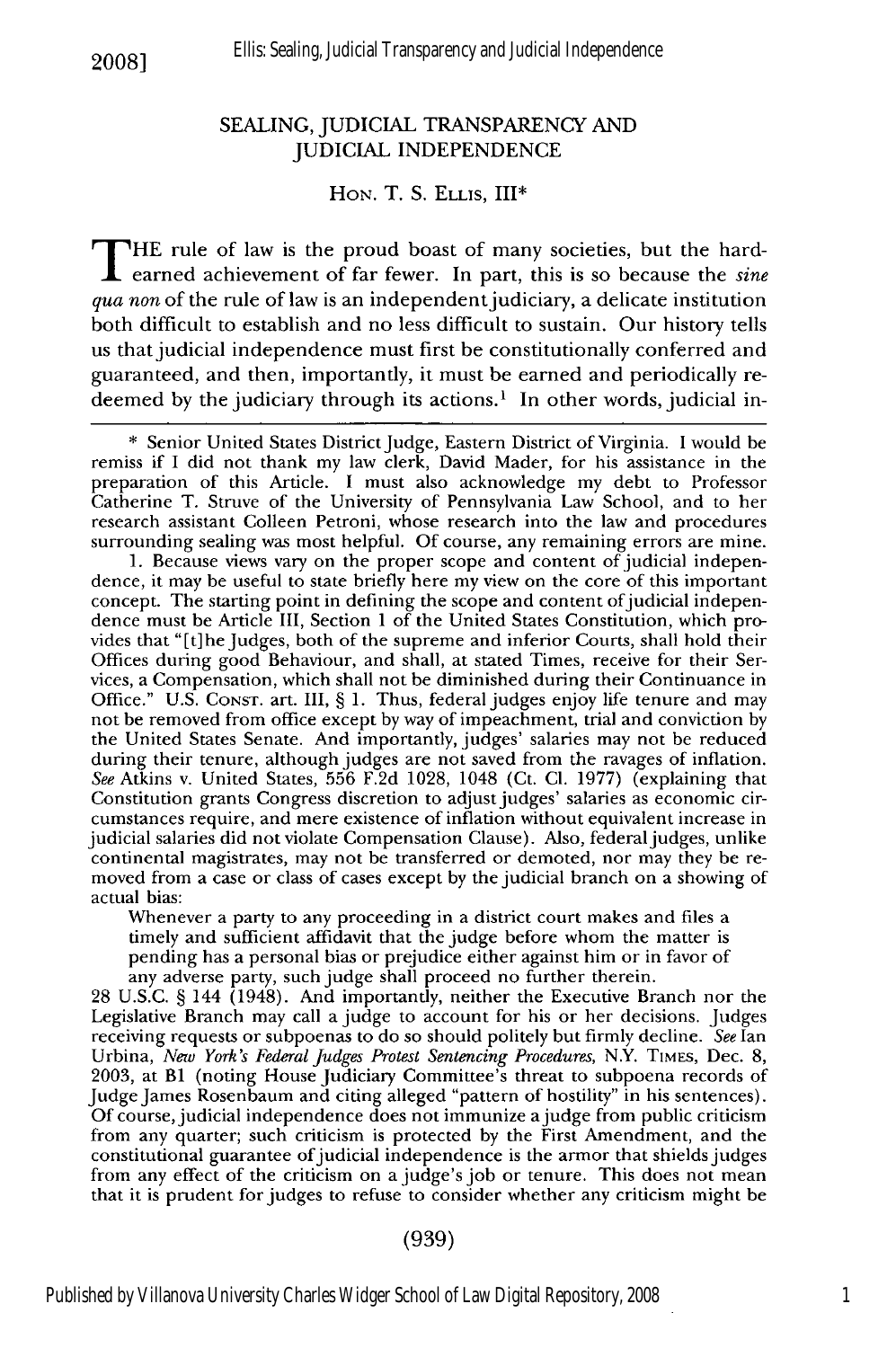# SEALING, JUDICIAL TRANSPARENCY AND JUDICIAL INDEPENDENCE

HON. T. S. ELLIS, III*

THE rule of law is the proud boast of many societies, but the hard-earned achievement of far fewer. In part, this is so because the *sine qua non* of the rule of law is an independent judiciary, a delicate institution both difficult to establish and no less difficult to sustain. Our history tells us that judicial independence must first be constitutionally conferred and guaranteed, and then, importantly, it must be earned and periodically redeemed by the judiciary through its actions.[1] In other words, judicial in-

---

\* Senior United States District Judge, Eastern District of Virginia. I would be remiss if I did not thank my law clerk, David Mader, for his assistance in the preparation of this Article. I must also acknowledge my debt to Professor Catherine T. Struve of the University of Pennsylvania Law School, and to her research assistant Colleen Petroni, whose research into the law and procedures surrounding sealing was most helpful. Of course, any remaining errors are mine.

1. Because views vary on the proper scope and content of judicial independence, it may be useful to state briefly here my view on the core of this important concept. The starting point in defining the scope and content of judicial independence must be Article III, Section 1 of the United States Constitution, which provides that "[t]he Judges, both of the supreme and inferior Courts, shall hold their Offices during good Behaviour, and shall, at stated Times, receive for their Services, a Compensation, which shall not be diminished during their Continuance in Office." U.S. CONST. art. III, § 1. Thus, federal judges enjoy life tenure and may not be removed from office except by way of impeachment, trial and conviction by the United States Senate. And importantly, judges' salaries may not be reduced during their tenure, although judges are not saved from the ravages of inflation. *See* Atkins v. United States, 556 F.2d 1028, 1048 (Ct. Cl. 1977) (explaining that Constitution grants Congress discretion to adjust judges' salaries as economic circumstances require, and mere existence of inflation without equivalent increase in judicial salaries did not violate Compensation Clause). Also, federal judges, unlike continental magistrates, may not be transferred or demoted, nor may they be removed from a case or class of cases except by the judicial branch on a showing of actual bias:

> Whenever a party to any proceeding in a district court makes and files a timely and sufficient affidavit that the judge before whom the matter is pending has a personal bias or prejudice either against him or in favor of any adverse party, such judge shall proceed no further therein.

28 U.S.C. § 144 (1948). And importantly, neither the Executive Branch nor the Legislative Branch may call a judge to account for his or her decisions. Judges receiving requests or subpoenas to do so should politely but firmly decline. *See* Ian Urbina, *New York's Federal Judges Protest Sentencing Procedures*, N.Y. TIMES, Dec. 8, 2003, at B1 (noting House Judiciary Committee's threat to subpoena records of Judge James Rosenbaum and citing alleged "pattern of hostility" in his sentences). Of course, judicial independence does not immunize a judge from public criticism from any quarter; such criticism is protected by the First Amendment, and the constitutional guarantee of judicial independence is the armor that shields judges from any effect of the criticism on a judge's job or tenure. This does not mean that it is prudent for judges to refuse to consider whether any criticism might be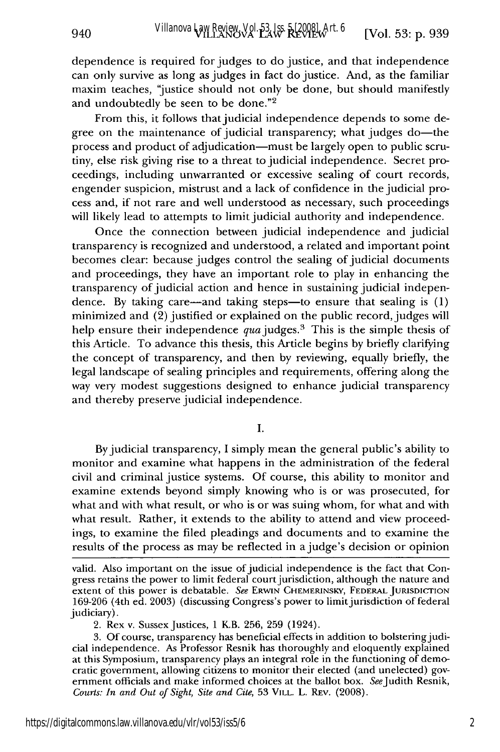dependence is required for judges to do justice, and that independence can only survive as long as judges in fact do justice. And, as the familiar maxim teaches, "justice should not only be done, but should manifestly and undoubtedly be seen to be done."[2]

From this, it follows that judicial independence depends to some degree on the maintenance of judicial transparency; what judges do—the process and product of adjudication—must be largely open to public scrutiny, else risk giving rise to a threat to judicial independence. Secret proceedings, including unwarranted or excessive sealing of court records, engender suspicion, mistrust and a lack of confidence in the judicial process and, if not rare and well understood as necessary, such proceedings will likely lead to attempts to limit judicial authority and independence.

Once the connection between judicial independence and judicial transparency is recognized and understood, a related and important point becomes clear: because judges control the sealing of judicial documents and proceedings, they have an important role to play in enhancing the transparency of judicial action and hence in sustaining judicial independence. By taking care—and taking steps—to ensure that sealing is (1) minimized and (2) justified or explained on the public record, judges will help ensure their independence *qua* judges.[3] This is the simple thesis of this Article. To advance this thesis, this Article begins by briefly clarifying the concept of transparency, and then by reviewing, equally briefly, the legal landscape of sealing principles and requirements, offering along the way very modest suggestions designed to enhance judicial transparency and thereby preserve judicial independence.

## I.

By judicial transparency, I simply mean the general public's ability to monitor and examine what happens in the administration of the federal civil and criminal justice systems. Of course, this ability to monitor and examine extends beyond simply knowing who is or was prosecuted, for what and with what result, or who is or was suing whom, for what and with what result. Rather, it extends to the ability to attend and view proceedings, to examine the filed pleadings and documents and to examine the results of the process as may be reflected in a judge's decision or opinion

---

valid. Also important on the issue of judicial independence is the fact that Congress retains the power to limit federal court jurisdiction, although the nature and extent of this power is debatable. *See* Erwin Chemerinsky, Federal Jurisdiction 169-206 (4th ed. 2003) (discussing Congress's power to limit jurisdiction of federal judiciary).

2. Rex v. Sussex Justices, 1 K.B. 256, 259 (1924).

3. Of course, transparency has beneficial effects in addition to bolstering judicial independence. As Professor Resnik has thoroughly and eloquently explained at this Symposium, transparency plays an integral role in the functioning of democratic government, allowing citizens to monitor their elected (and unelected) government officials and make informed choices at the ballot box. *See* Judith Resnik, *Courts: In and Out of Sight, Site and Cite*, 53 Vill. L. Rev. (2008).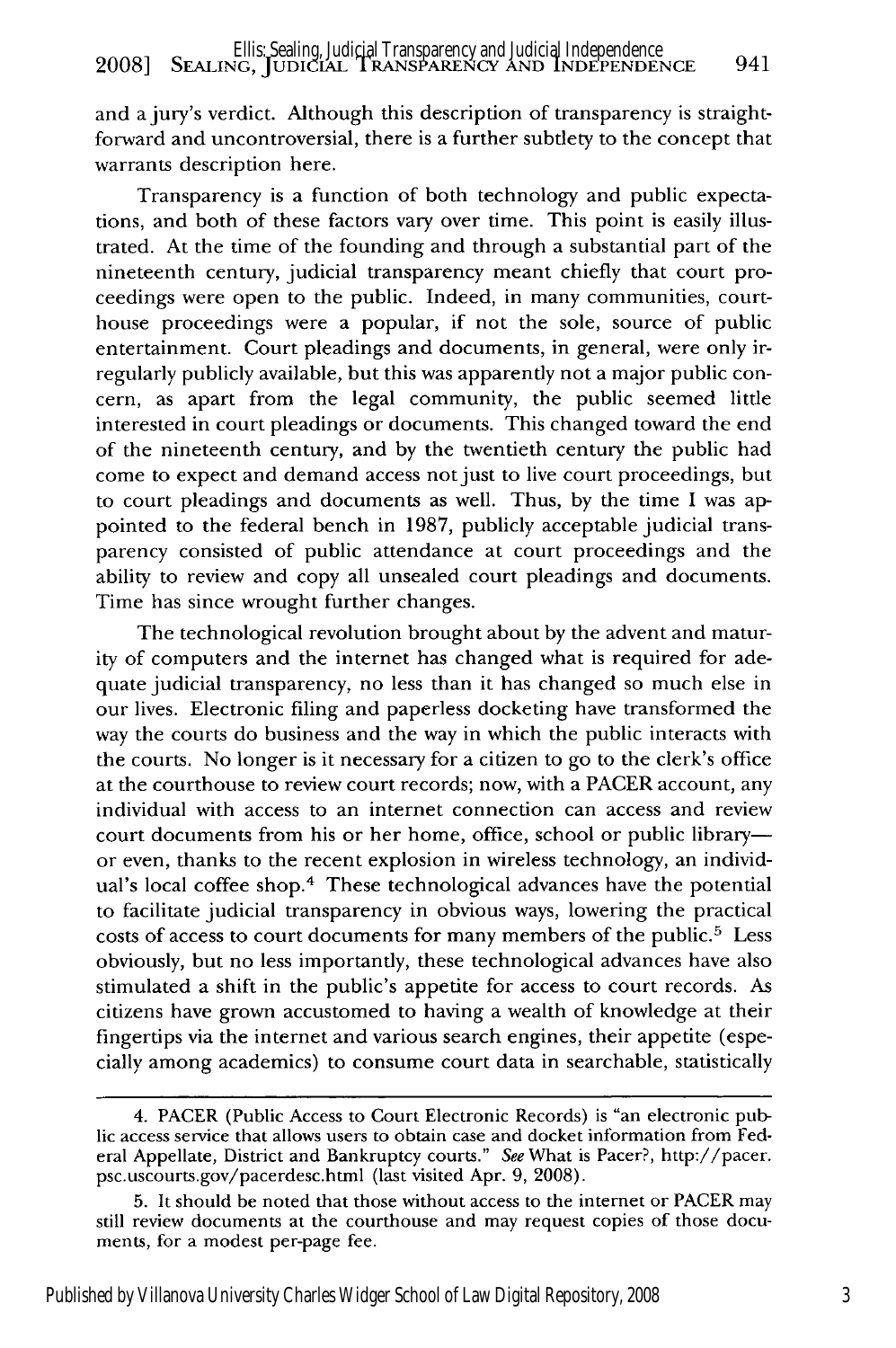and a jury's verdict. Although this description of transparency is straightforward and uncontroversial, there is a further subtlety to the concept that warrants description here.

Transparency is a function of both technology and public expectations, and both of these factors vary over time. This point is easily illustrated. At the time of the founding and through a substantial part of the nineteenth century, judicial transparency meant chiefly that court proceedings were open to the public. Indeed, in many communities, courthouse proceedings were a popular, if not the sole, source of public entertainment. Court pleadings and documents, in general, were only irregularly publicly available, but this was apparently not a major public concern, as apart from the legal community, the public seemed little interested in court pleadings or documents. This changed toward the end of the nineteenth century, and by the twentieth century the public had come to expect and demand access not just to live court proceedings, but to court pleadings and documents as well. Thus, by the time I was appointed to the federal bench in 1987, publicly acceptable judicial transparency consisted of public attendance at court proceedings and the ability to review and copy all unsealed court pleadings and documents. Time has since wrought further changes.

The technological revolution brought about by the advent and maturity of computers and the internet has changed what is required for adequate judicial transparency, no less than it has changed so much else in our lives. Electronic filing and paperless docketing have transformed the way the courts do business and the way in which the public interacts with the courts. No longer is it necessary for a citizen to go to the clerk's office at the courthouse to review court records; now, with a PACER account, any individual with access to an internet connection can access and review court documents from his or her home, office, school or public library—or even, thanks to the recent explosion in wireless technology, an individual's local coffee shop.[4] These technological advances have the potential to facilitate judicial transparency in obvious ways, lowering the practical costs of access to court documents for many members of the public.[5] Less obviously, but no less importantly, these technological advances have also stimulated a shift in the public's appetite for access to court records. As citizens have grown accustomed to having a wealth of knowledge at their fingertips via the internet and various search engines, their appetite (especially among academics) to consume court data in searchable, statistically

---

4. PACER (Public Access to Court Electronic Records) is "an electronic public access service that allows users to obtain case and docket information from Federal Appellate, District and Bankruptcy courts." *See* What is Pacer?, http://pacer.psc.uscourts.gov/pacerdesc.html (last visited Apr. 9, 2008).

5. It should be noted that those without access to the internet or PACER may still review documents at the courthouse and may request copies of those documents, for a modest per-page fee.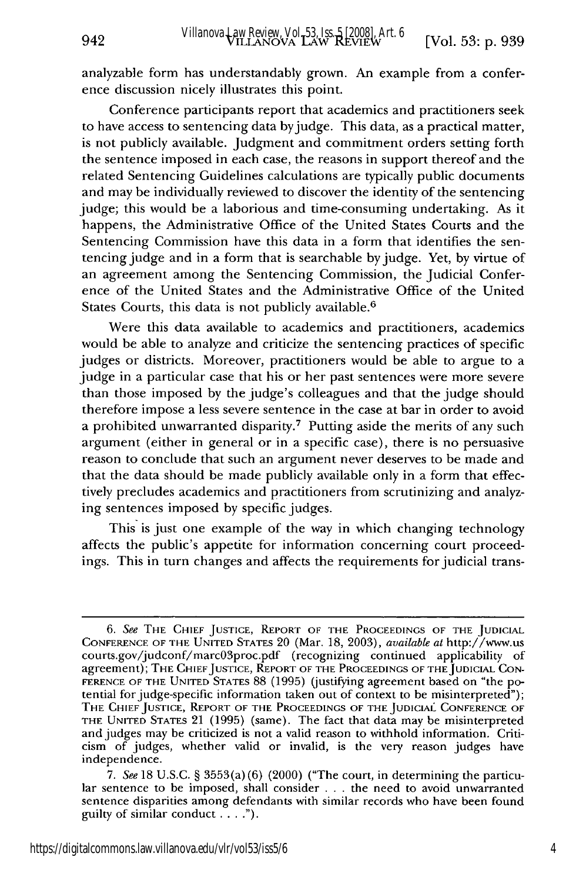analyzable form has understandably grown. An example from a conference discussion nicely illustrates this point.

Conference participants report that academics and practitioners seek to have access to sentencing data by judge. This data, as a practical matter, is not publicly available. Judgment and commitment orders setting forth the sentence imposed in each case, the reasons in support thereof and the related Sentencing Guidelines calculations are typically public documents and may be individually reviewed to discover the identity of the sentencing judge; this would be a laborious and time-consuming undertaking. As it happens, the Administrative Office of the United States Courts and the Sentencing Commission have this data in a form that identifies the sentencing judge and in a form that is searchable by judge. Yet, by virtue of an agreement among the Sentencing Commission, the Judicial Conference of the United States and the Administrative Office of the United States Courts, this data is not publicly available.[6]

Were this data available to academics and practitioners, academics would be able to analyze and criticize the sentencing practices of specific judges or districts. Moreover, practitioners would be able to argue to a judge in a particular case that his or her past sentences were more severe than those imposed by the judge's colleagues and that the judge should therefore impose a less severe sentence in the case at bar in order to avoid a prohibited unwarranted disparity.[7] Putting aside the merits of any such argument (either in general or in a specific case), there is no persuasive reason to conclude that such an argument never deserves to be made and that the data should be made publicly available only in a form that effectively precludes academics and practitioners from scrutinizing and analyzing sentences imposed by specific judges.

This is just one example of the way in which changing technology affects the public's appetite for information concerning court proceedings. This in turn changes and affects the requirements for judicial trans-

---

6. *See* The Chief Justice, Report of the Proceedings of the Judicial Conference of the United States 20 (Mar. 18, 2003), *available at* http://www.uscourts.gov/judconf/marc03proc.pdf (recognizing continued applicability of agreement); The Chief Justice, Report of the Proceedings of the Judicial Conference of the United States 88 (1995) (justifying agreement based on "the potential for judge-specific information taken out of context to be misinterpreted"); The Chief Justice, Report of the Proceedings of the Judicial Conference of the United States 21 (1995) (same). The fact that data may be misinterpreted and judges may be criticized is not a valid reason to withhold information. Criticism of judges, whether valid or invalid, is the very reason judges have independence.

7. *See* 18 U.S.C. § 3553(a)(6) (2000) ("The court, in determining the particular sentence to be imposed, shall consider . . . the need to avoid unwarranted sentence disparities among defendants with similar records who have been found guilty of similar conduct . . . .").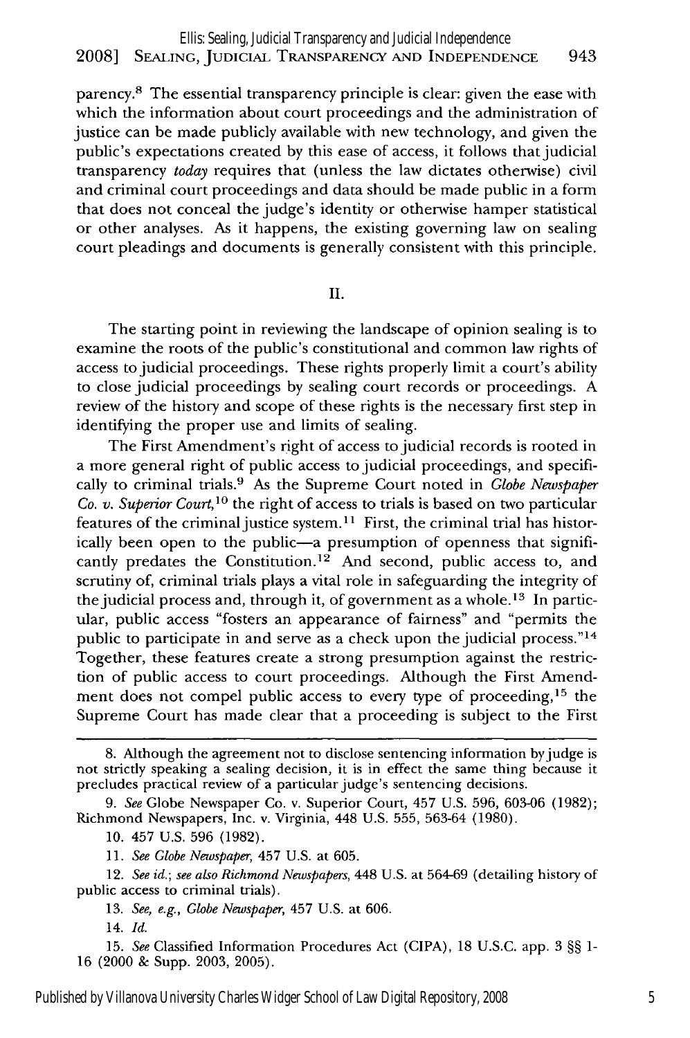parency.[8] The essential transparency principle is clear: given the ease with which the information about court proceedings and the administration of justice can be made publicly available with new technology, and given the public's expectations created by this ease of access, it follows that judicial transparency *today* requires that (unless the law dictates otherwise) civil and criminal court proceedings and data should be made public in a form that does not conceal the judge's identity or otherwise hamper statistical or other analyses. As it happens, the existing governing law on sealing court pleadings and documents is generally consistent with this principle.

## II.

The starting point in reviewing the landscape of opinion sealing is to examine the roots of the public's constitutional and common law rights of access to judicial proceedings. These rights properly limit a court's ability to close judicial proceedings by sealing court records or proceedings. A review of the history and scope of these rights is the necessary first step in identifying the proper use and limits of sealing.

The First Amendment's right of access to judicial records is rooted in a more general right of public access to judicial proceedings, and specifically to criminal trials.[9] As the Supreme Court noted in *Globe Newspaper Co. v. Superior Court*,[10] the right of access to trials is based on two particular features of the criminal justice system.[11] First, the criminal trial has historically been open to the public—a presumption of openness that significantly predates the Constitution.[12] And second, public access to, and scrutiny of, criminal trials plays a vital role in safeguarding the integrity of the judicial process and, through it, of government as a whole.[13] In particular, public access "fosters an appearance of fairness" and "permits the public to participate in and serve as a check upon the judicial process."[14] Together, these features create a strong presumption against the restriction of public access to court proceedings. Although the First Amendment does not compel public access to every type of proceeding,[15] the Supreme Court has made clear that a proceeding is subject to the First

---

8. Although the agreement not to disclose sentencing information by judge is not strictly speaking a sealing decision, it is in effect the same thing because it precludes practical review of a particular judge's sentencing decisions.

9. *See* Globe Newspaper Co. v. Superior Court, 457 U.S. 596, 603-06 (1982); Richmond Newspapers, Inc. v. Virginia, 448 U.S. 555, 563-64 (1980).

10. 457 U.S. 596 (1982).

11. *See Globe Newspaper*, 457 U.S. at 605.

12. *See id.*; *see also Richmond Newspapers*, 448 U.S. at 564-69 (detailing history of public access to criminal trials).

13. *See, e.g., Globe Newspaper*, 457 U.S. at 606.

14. *Id.*

15. *See* Classified Information Procedures Act (CIPA), 18 U.S.C. app. 3 §§ 1-16 (2000 & Supp. 2003, 2005).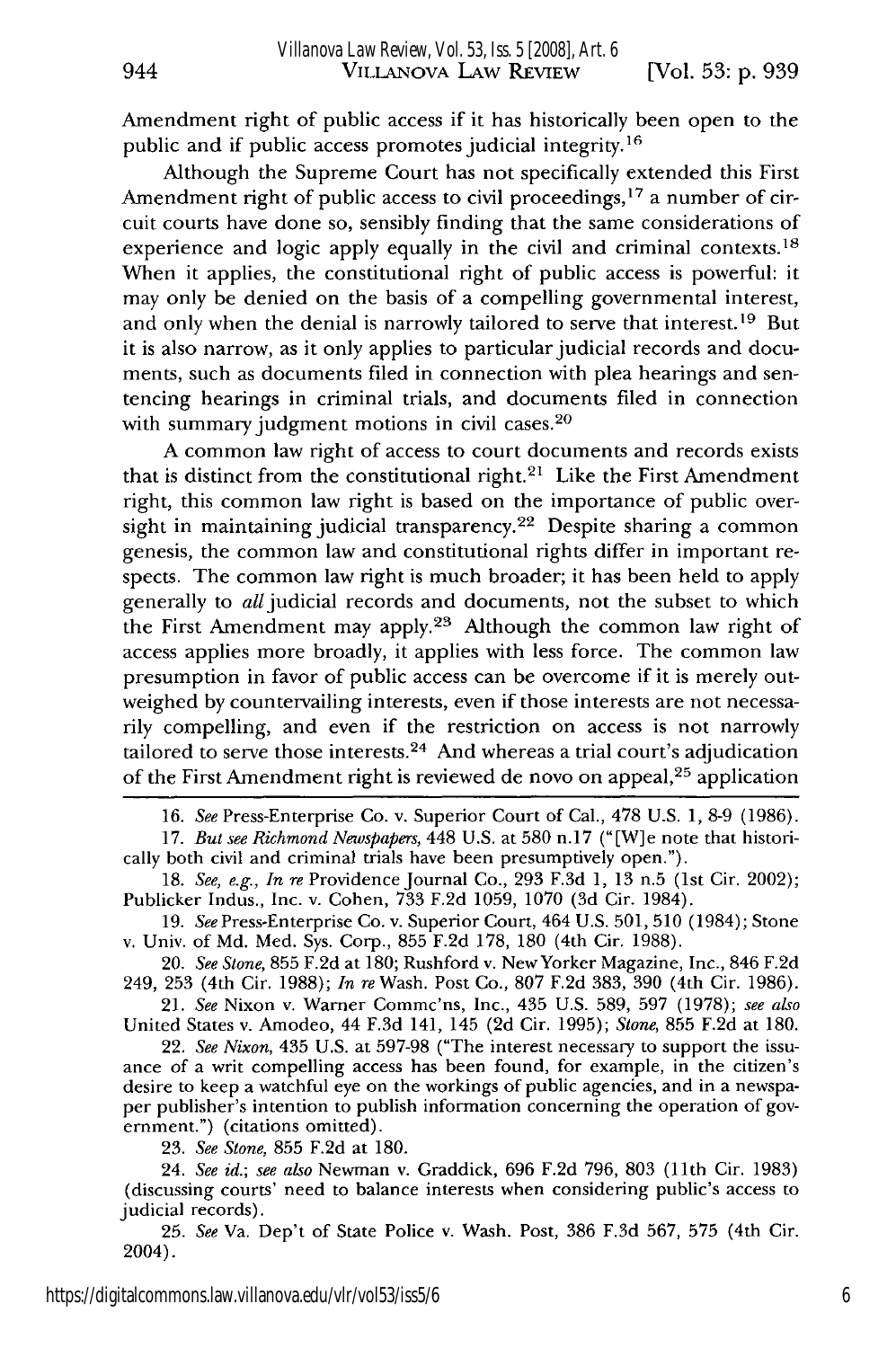Amendment right of public access if it has historically been open to the public and if public access promotes judicial integrity.[16]

Although the Supreme Court has not specifically extended this First Amendment right of public access to civil proceedings,[17] a number of circuit courts have done so, sensibly finding that the same considerations of experience and logic apply equally in the civil and criminal contexts.[18] When it applies, the constitutional right of public access is powerful: it may only be denied on the basis of a compelling governmental interest, and only when the denial is narrowly tailored to serve that interest.[19] But it is also narrow, as it only applies to particular judicial records and documents, such as documents filed in connection with plea hearings and sentencing hearings in criminal trials, and documents filed in connection with summary judgment motions in civil cases.[20]

A common law right of access to court documents and records exists that is distinct from the constitutional right.[21] Like the First Amendment right, this common law right is based on the importance of public oversight in maintaining judicial transparency.[22] Despite sharing a common genesis, the common law and constitutional rights differ in important respects. The common law right is much broader; it has been held to apply generally to *all* judicial records and documents, not the subset to which the First Amendment may apply.[23] Although the common law right of access applies more broadly, it applies with less force. The common law presumption in favor of public access can be overcome if it is merely outweighed by countervailing interests, even if those interests are not necessarily compelling, and even if the restriction on access is not narrowly tailored to serve those interests.[24] And whereas a trial court's adjudication of the First Amendment right is reviewed de novo on appeal,[25] application

---

16. *See* Press-Enterprise Co. v. Superior Court of Cal., 478 U.S. 1, 8-9 (1986).

17. *But see Richmond Newspapers*, 448 U.S. at 580 n.17 ("[W]e note that historically both civil and criminal trials have been presumptively open.").

18. *See, e.g., In re* Providence Journal Co., 293 F.3d 1, 13 n.5 (1st Cir. 2002); Publicker Indus., Inc. v. Cohen, 733 F.2d 1059, 1070 (3d Cir. 1984).

19. *See* Press-Enterprise Co. v. Superior Court, 464 U.S. 501, 510 (1984); Stone v. Univ. of Md. Med. Sys. Corp., 855 F.2d 178, 180 (4th Cir. 1988).

20. *See Stone*, 855 F.2d at 180; Rushford v. New Yorker Magazine, Inc., 846 F.2d 249, 253 (4th Cir. 1988); *In re* Wash. Post Co., 807 F.2d 383, 390 (4th Cir. 1986).

21. *See* Nixon v. Warner Commc'ns, Inc., 435 U.S. 589, 597 (1978); *see also* United States v. Amodeo, 44 F.3d 141, 145 (2d Cir. 1995); *Stone*, 855 F.2d at 180.

22. *See Nixon*, 435 U.S. at 597-98 ("The interest necessary to support the issuance of a writ compelling access has been found, for example, in the citizen's desire to keep a watchful eye on the workings of public agencies, and in a newspaper publisher's intention to publish information concerning the operation of government.") (citations omitted).

23. *See Stone*, 855 F.2d at 180.

24. *See id.*; *see also* Newman v. Graddick, 696 F.2d 796, 803 (11th Cir. 1983) (discussing courts' need to balance interests when considering public's access to judicial records).

25. *See* Va. Dep't of State Police v. Wash. Post, 386 F.3d 567, 575 (4th Cir. 2004).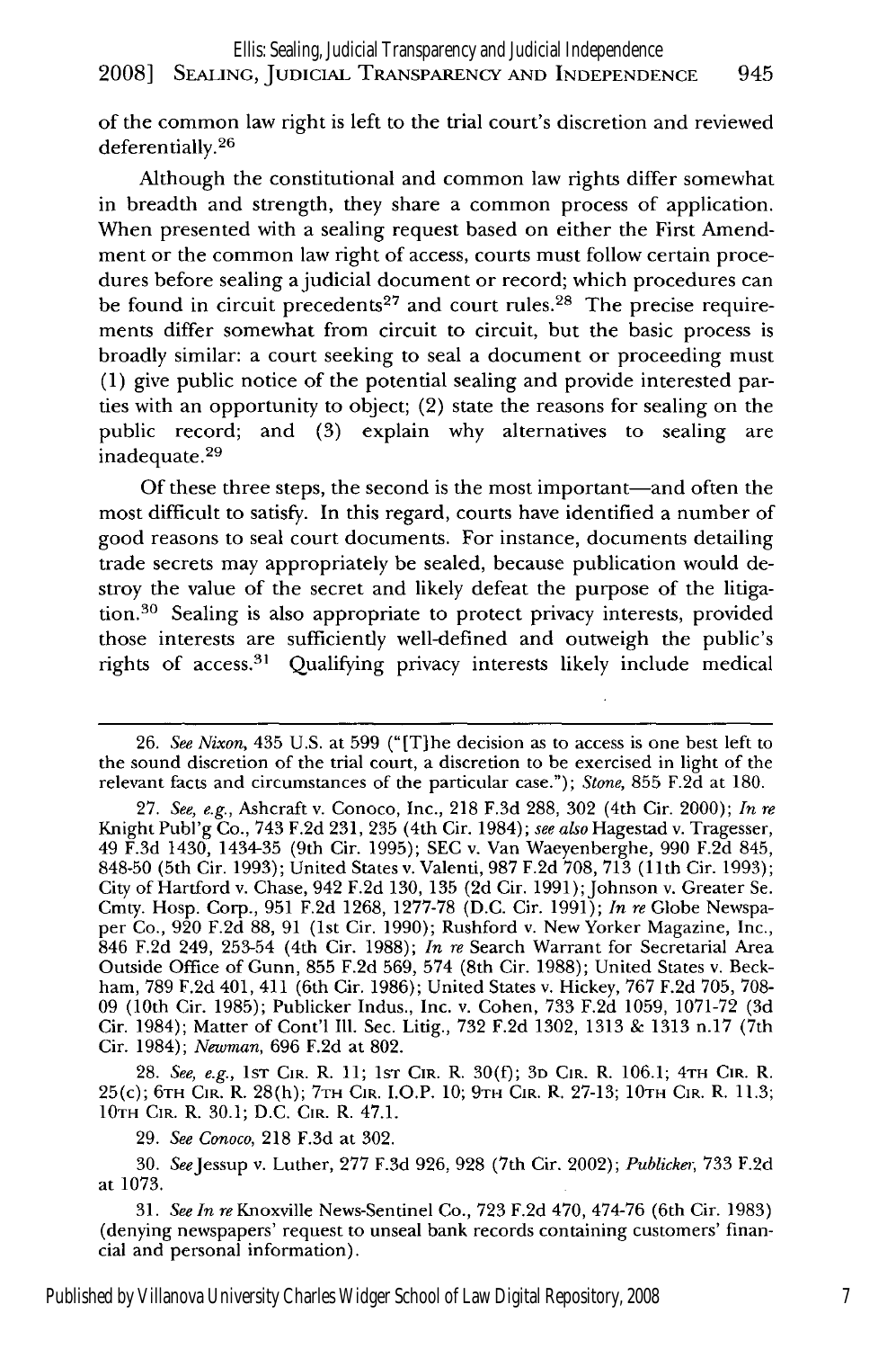of the common law right is left to the trial court's discretion and reviewed deferentially.[26]

Although the constitutional and common law rights differ somewhat in breadth and strength, they share a common process of application. When presented with a sealing request based on either the First Amendment or the common law right of access, courts must follow certain procedures before sealing a judicial document or record; which procedures can be found in circuit precedents[27] and court rules.[28] The precise requirements differ somewhat from circuit to circuit, but the basic process is broadly similar: a court seeking to seal a document or proceeding must (1) give public notice of the potential sealing and provide interested parties with an opportunity to object; (2) state the reasons for sealing on the public record; and (3) explain why alternatives to sealing are inadequate.[29]

Of these three steps, the second is the most important—and often the most difficult to satisfy. In this regard, courts have identified a number of good reasons to seal court documents. For instance, documents detailing trade secrets may appropriately be sealed, because publication would destroy the value of the secret and likely defeat the purpose of the litigation.[30] Sealing is also appropriate to protect privacy interests, provided those interests are sufficiently well-defined and outweigh the public's rights of access.[31] Qualifying privacy interests likely include medical

---

26. *See Nixon*, 435 U.S. at 599 ("[T]he decision as to access is one best left to the sound discretion of the trial court, a discretion to be exercised in light of the relevant facts and circumstances of the particular case."); *Stone*, 855 F.2d at 180.

27. *See, e.g.*, Ashcraft v. Conoco, Inc., 218 F.3d 288, 302 (4th Cir. 2000); *In re* Knight Publ'g Co., 743 F.2d 231, 235 (4th Cir. 1984); *see also* Hagestad v. Tragesser, 49 F.3d 1430, 1434-35 (9th Cir. 1995); SEC v. Van Waeyenberghe, 990 F.2d 845, 848-50 (5th Cir. 1993); United States v. Valenti, 987 F.2d 708, 713 (11th Cir. 1993); City of Hartford v. Chase, 942 F.2d 130, 135 (2d Cir. 1991); Johnson v. Greater Se. Cmty. Hosp. Corp., 951 F.2d 1268, 1277-78 (D.C. Cir. 1991); *In re* Globe Newspaper Co., 920 F.2d 88, 91 (1st Cir. 1990); Rushford v. New Yorker Magazine, Inc., 846 F.2d 249, 253-54 (4th Cir. 1988); *In re* Search Warrant for Secretarial Area Outside Office of Gunn, 855 F.2d 569, 574 (8th Cir. 1988); United States v. Beckham, 789 F.2d 401, 411 (6th Cir. 1986); United States v. Hickey, 767 F.2d 705, 708-09 (10th Cir. 1985); Publicker Indus., Inc. v. Cohen, 733 F.2d 1059, 1071-72 (3d Cir. 1984); Matter of Cont'l Ill. Sec. Litig., 732 F.2d 1302, 1313 & 1313 n.17 (7th Cir. 1984); *Newman*, 696 F.2d at 802.

28. *See, e.g.*, 1st Cir. R. 11; 1st Cir. R. 30(f); 3d Cir. R. 106.1; 4th Cir. R. 25(c); 6th Cir. R. 28(h); 7th Cir. I.O.P. 10; 9th Cir. R. 27-13; 10th Cir. R. 11.3; 10th Cir. R. 30.1; D.C. Cir. R. 47.1.

29. *See Conoco*, 218 F.3d at 302.

30. *See* Jessup v. Luther, 277 F.3d 926, 928 (7th Cir. 2002); *Publicker*, 733 F.2d at 1073.

31. *See In re* Knoxville News-Sentinel Co., 723 F.2d 470, 474-76 (6th Cir. 1983) (denying newspapers' request to unseal bank records containing customers' financial and personal information).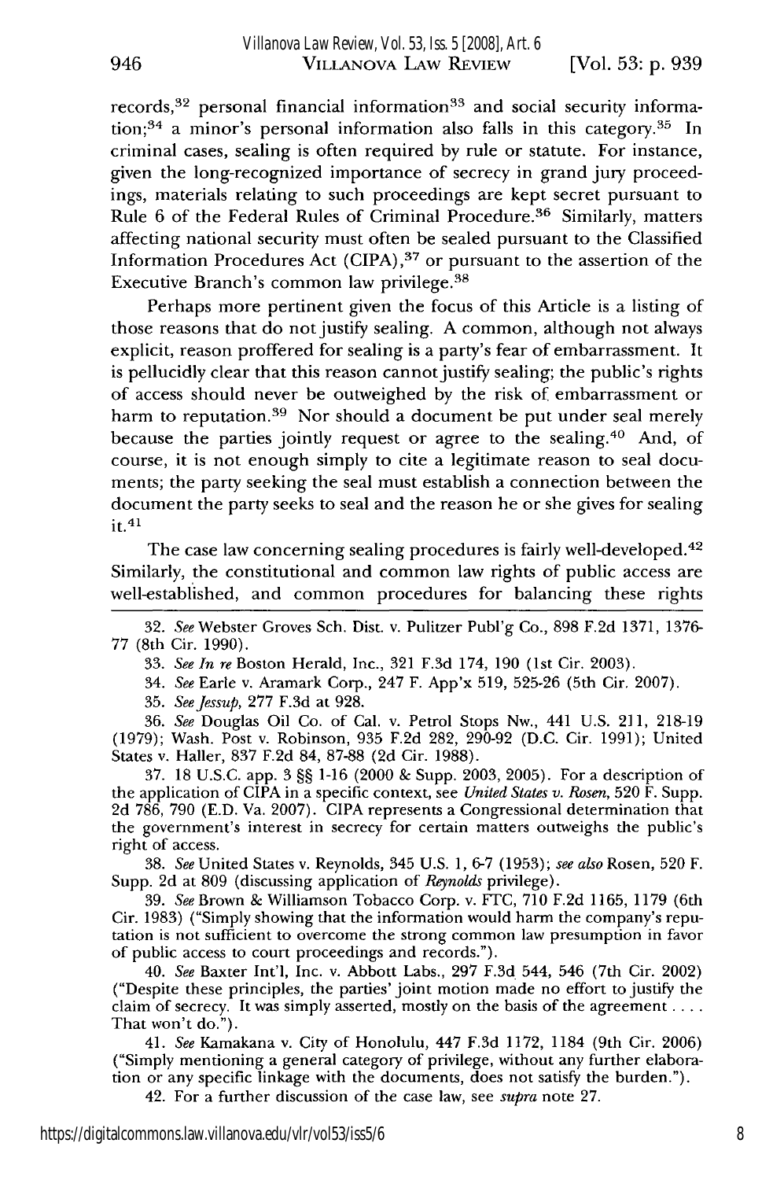records,[32] personal financial information[33] and social security information;[34] a minor's personal information also falls in this category.[35] In criminal cases, sealing is often required by rule or statute. For instance, given the long-recognized importance of secrecy in grand jury proceedings, materials relating to such proceedings are kept secret pursuant to Rule 6 of the Federal Rules of Criminal Procedure.[36] Similarly, matters affecting national security must often be sealed pursuant to the Classified Information Procedures Act (CIPA),[37] or pursuant to the assertion of the Executive Branch's common law privilege.[38]

Perhaps more pertinent given the focus of this Article is a listing of those reasons that do not justify sealing. A common, although not always explicit, reason proffered for sealing is a party's fear of embarrassment. It is pellucidly clear that this reason cannot justify sealing; the public's rights of access should never be outweighed by the risk of embarrassment or harm to reputation.[39] Nor should a document be put under seal merely because the parties jointly request or agree to the sealing.[40] And, of course, it is not enough simply to cite a legitimate reason to seal documents; the party seeking the seal must establish a connection between the document the party seeks to seal and the reason he or she gives for sealing it.[41]

The case law concerning sealing procedures is fairly well-developed.[42] Similarly, the constitutional and common law rights of public access are well-established, and common procedures for balancing these rights

---

32. *See* Webster Groves Sch. Dist. v. Pulitzer Publ'g Co., 898 F.2d 1371, 1376-77 (8th Cir. 1990).

33. *See In re* Boston Herald, Inc., 321 F.3d 174, 190 (1st Cir. 2003).

34. *See* Earle v. Aramark Corp., 247 F. App'x 519, 525-26 (5th Cir. 2007).

35. *See Jessup*, 277 F.3d at 928.

36. *See* Douglas Oil Co. of Cal. v. Petrol Stops Nw., 441 U.S. 211, 218-19 (1979); Wash. Post v. Robinson, 935 F.2d 282, 290-92 (D.C. Cir. 1991); United States v. Haller, 837 F.2d 84, 87-88 (2d Cir. 1988).

37. 18 U.S.C. app. 3 §§ 1-16 (2000 & Supp. 2003, 2005). For a description of the application of CIPA in a specific context, see *United States v. Rosen*, 520 F. Supp. 2d 786, 790 (E.D. Va. 2007). CIPA represents a Congressional determination that the government's interest in secrecy for certain matters outweighs the public's right of access.

38. *See* United States v. Reynolds, 345 U.S. 1, 6-7 (1953); *see also* Rosen, 520 F. Supp. 2d at 809 (discussing application of *Reynolds* privilege).

39. *See* Brown & Williamson Tobacco Corp. v. FTC, 710 F.2d 1165, 1179 (6th Cir. 1983) ("Simply showing that the information would harm the company's reputation is not sufficient to overcome the strong common law presumption in favor of public access to court proceedings and records.").

40. *See* Baxter Int'l, Inc. v. Abbott Labs., 297 F.3d 544, 546 (7th Cir. 2002) ("Despite these principles, the parties' joint motion made no effort to justify the claim of secrecy. It was simply asserted, mostly on the basis of the agreement . . . . That won't do.").

41. *See* Kamakana v. City of Honolulu, 447 F.3d 1172, 1184 (9th Cir. 2006) ("Simply mentioning a general category of privilege, without any further elaboration or any specific linkage with the documents, does not satisfy the burden.").

42. For a further discussion of the case law, see *supra* note 27.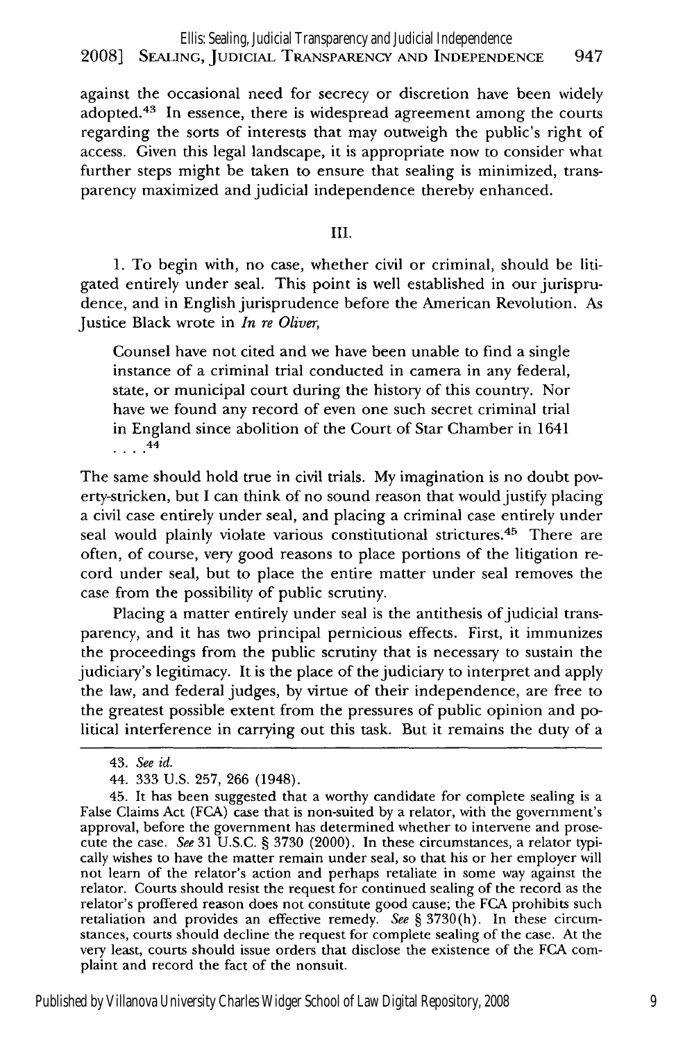against the occasional need for secrecy or discretion have been widely adopted.[43] In essence, there is widespread agreement among the courts regarding the sorts of interests that may outweigh the public's right of access. Given this legal landscape, it is appropriate now to consider what further steps might be taken to ensure that sealing is minimized, transparency maximized and judicial independence thereby enhanced.

## III.

1. To begin with, no case, whether civil or criminal, should be litigated entirely under seal. This point is well established in our jurisprudence, and in English jurisprudence before the American Revolution. As Justice Black wrote in *In re Oliver*,

> Counsel have not cited and we have been unable to find a single instance of a criminal trial conducted in camera in any federal, state, or municipal court during the history of this country. Nor have we found any record of even one such secret criminal trial in England since abolition of the Court of Star Chamber in 1641 . . . .[44]

The same should hold true in civil trials. My imagination is no doubt poverty-stricken, but I can think of no sound reason that would justify placing a civil case entirely under seal, and placing a criminal case entirely under seal would plainly violate various constitutional strictures.[45] There are often, of course, very good reasons to place portions of the litigation record under seal, but to place the entire matter under seal removes the case from the possibility of public scrutiny.

Placing a matter entirely under seal is the antithesis of judicial transparency, and it has two principal pernicious effects. First, it immunizes the proceedings from the public scrutiny that is necessary to sustain the judiciary's legitimacy. It is the place of the judiciary to interpret and apply the law, and federal judges, by virtue of their independence, are free to the greatest possible extent from the pressures of public opinion and political interference in carrying out this task. But it remains the duty of a

---

43. *See id.*

44. 333 U.S. 257, 266 (1948).

45. It has been suggested that a worthy candidate for complete sealing is a False Claims Act (FCA) case that is non-suited by a relator, with the government's approval, before the government has determined whether to intervene and prosecute the case. *See* 31 U.S.C. § 3730 (2000). In these circumstances, a relator typically wishes to have the matter remain under seal, so that his or her employer will not learn of the relator's action and perhaps retaliate in some way against the relator. Courts should resist the request for continued sealing of the record as the relator's proffered reason does not constitute good cause; the FCA prohibits such retaliation and provides an effective remedy. *See* § 3730(h). In these circumstances, courts should decline the request for complete sealing of the case. At the very least, courts should issue orders that disclose the existence of the FCA complaint and record the fact of the nonsuit.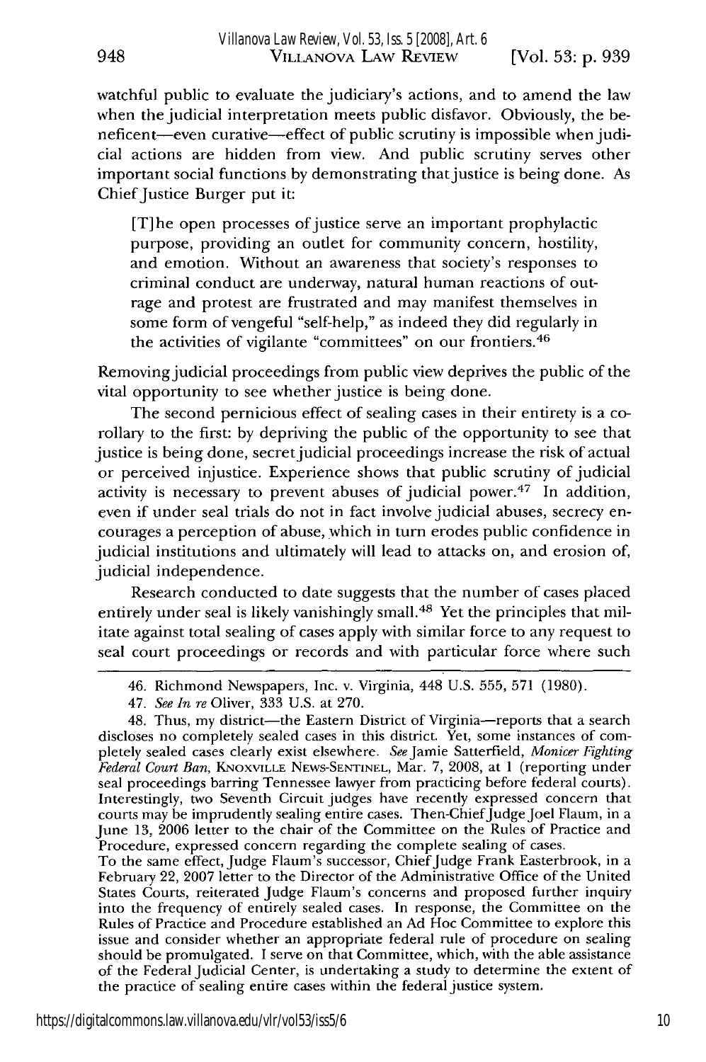watchful public to evaluate the judiciary's actions, and to amend the law when the judicial interpretation meets public disfavor. Obviously, the beneficent—even curative—effect of public scrutiny is impossible when judicial actions are hidden from view. And public scrutiny serves other important social functions by demonstrating that justice is being done. As Chief Justice Burger put it:

> [T]he open processes of justice serve an important prophylactic purpose, providing an outlet for community concern, hostility, and emotion. Without an awareness that society's responses to criminal conduct are underway, natural human reactions of outrage and protest are frustrated and may manifest themselves in some form of vengeful "self-help," as indeed they did regularly in the activities of vigilante "committees" on our frontiers.[46]

Removing judicial proceedings from public view deprives the public of the vital opportunity to see whether justice is being done.

The second pernicious effect of sealing cases in their entirety is a corollary to the first: by depriving the public of the opportunity to see that justice is being done, secret judicial proceedings increase the risk of actual or perceived injustice. Experience shows that public scrutiny of judicial activity is necessary to prevent abuses of judicial power.[47] In addition, even if under seal trials do not in fact involve judicial abuses, secrecy encourages a perception of abuse, which in turn erodes public confidence in judicial institutions and ultimately will lead to attacks on, and erosion of, judicial independence.

Research conducted to date suggests that the number of cases placed entirely under seal is likely vanishingly small.[48] Yet the principles that militate against total sealing of cases apply with similar force to any request to seal court proceedings or records and with particular force where such

---

46. Richmond Newspapers, Inc. v. Virginia, 448 U.S. 555, 571 (1980).

47. *See In re* Oliver, 333 U.S. at 270.

48. Thus, my district—the Eastern District of Virginia—reports that a search discloses no completely sealed cases in this district. Yet, some instances of completely sealed cases clearly exist elsewhere. *See* Jamie Satterfield, *Monicer Fighting Federal Court Ban*, KNOXVILLE NEWS-SENTINEL, Mar. 7, 2008, at 1 (reporting under seal proceedings barring Tennessee lawyer from practicing before federal courts). Interestingly, two Seventh Circuit judges have recently expressed concern that courts may be imprudently sealing entire cases. Then-Chief Judge Joel Flaum, in a June 13, 2006 letter to the chair of the Committee on the Rules of Practice and Procedure, expressed concern regarding the complete sealing of cases.
To the same effect, Judge Flaum's successor, Chief Judge Frank Easterbrook, in a February 22, 2007 letter to the Director of the Administrative Office of the United States Courts, reiterated Judge Flaum's concerns and proposed further inquiry into the frequency of entirely sealed cases. In response, the Committee on the Rules of Practice and Procedure established an Ad Hoc Committee to explore this issue and consider whether an appropriate federal rule of procedure on sealing should be promulgated. I serve on that Committee, which, with the able assistance of the Federal Judicial Center, is undertaking a study to determine the extent of the practice of sealing entire cases within the federal justice system.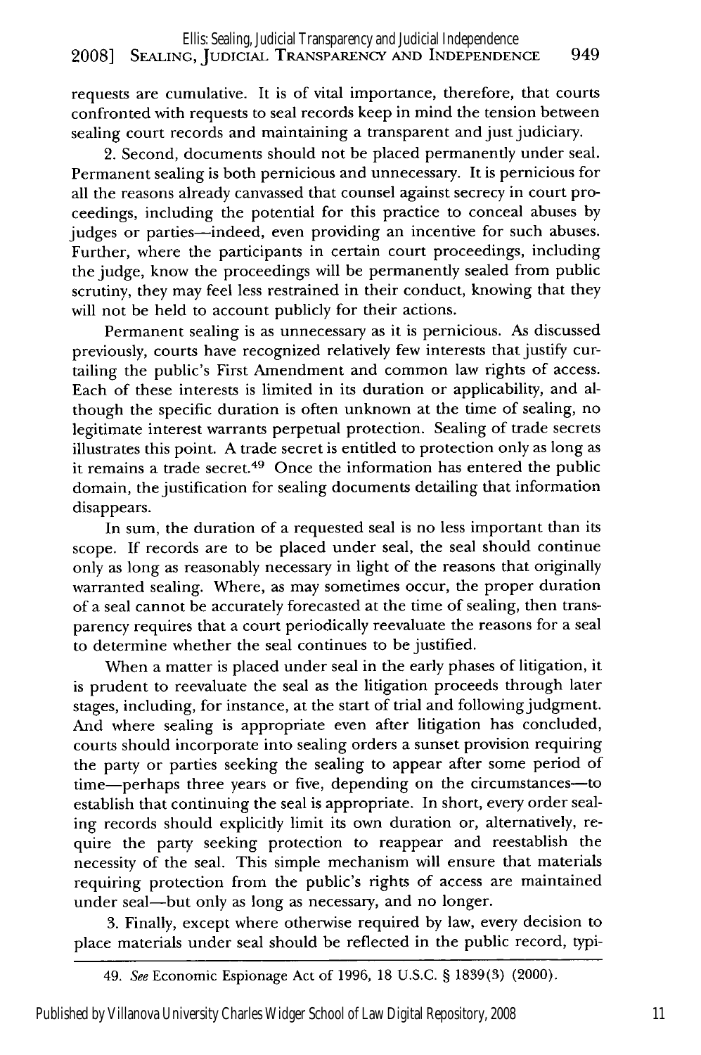requests are cumulative. It is of vital importance, therefore, that courts confronted with requests to seal records keep in mind the tension between sealing court records and maintaining a transparent and just judiciary.

2. Second, documents should not be placed permanently under seal. Permanent sealing is both pernicious and unnecessary. It is pernicious for all the reasons already canvassed that counsel against secrecy in court proceedings, including the potential for this practice to conceal abuses by judges or parties—indeed, even providing an incentive for such abuses. Further, where the participants in certain court proceedings, including the judge, know the proceedings will be permanently sealed from public scrutiny, they may feel less restrained in their conduct, knowing that they will not be held to account publicly for their actions.

Permanent sealing is as unnecessary as it is pernicious. As discussed previously, courts have recognized relatively few interests that justify curtailing the public's First Amendment and common law rights of access. Each of these interests is limited in its duration or applicability, and although the specific duration is often unknown at the time of sealing, no legitimate interest warrants perpetual protection. Sealing of trade secrets illustrates this point. A trade secret is entitled to protection only as long as it remains a trade secret.[49] Once the information has entered the public domain, the justification for sealing documents detailing that information disappears.

In sum, the duration of a requested seal is no less important than its scope. If records are to be placed under seal, the seal should continue only as long as reasonably necessary in light of the reasons that originally warranted sealing. Where, as may sometimes occur, the proper duration of a seal cannot be accurately forecasted at the time of sealing, then transparency requires that a court periodically reevaluate the reasons for a seal to determine whether the seal continues to be justified.

When a matter is placed under seal in the early phases of litigation, it is prudent to reevaluate the seal as the litigation proceeds through later stages, including, for instance, at the start of trial and following judgment. And where sealing is appropriate even after litigation has concluded, courts should incorporate into sealing orders a sunset provision requiring the party or parties seeking the sealing to appear after some period of time—perhaps three years or five, depending on the circumstances—to establish that continuing the seal is appropriate. In short, every order sealing records should explicitly limit its own duration or, alternatively, require the party seeking protection to reappear and reestablish the necessity of the seal. This simple mechanism will ensure that materials requiring protection from the public's rights of access are maintained under seal—but only as long as necessary, and no longer.

3. Finally, except where otherwise required by law, every decision to place materials under seal should be reflected in the public record, typi-

---

49. *See* Economic Espionage Act of 1996, 18 U.S.C. § 1839(3) (2000).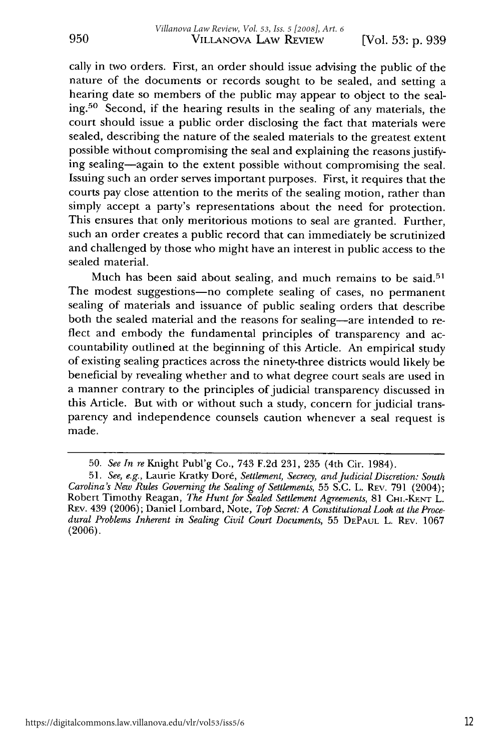cally in two orders. First, an order should issue advising the public of the nature of the documents or records sought to be sealed, and setting a hearing date so members of the public may appear to object to the sealing.[50] Second, if the hearing results in the sealing of any materials, the court should issue a public order disclosing the fact that materials were sealed, describing the nature of the sealed materials to the greatest extent possible without compromising the seal and explaining the reasons justifying sealing—again to the extent possible without compromising the seal. Issuing such an order serves important purposes. First, it requires that the courts pay close attention to the merits of the sealing motion, rather than simply accept a party's representations about the need for protection. This ensures that only meritorious motions to seal are granted. Further, such an order creates a public record that can immediately be scrutinized and challenged by those who might have an interest in public access to the sealed material.

Much has been said about sealing, and much remains to be said.[51] The modest suggestions—no complete sealing of cases, no permanent sealing of materials and issuance of public sealing orders that describe both the sealed material and the reasons for sealing—are intended to reflect and embody the fundamental principles of transparency and accountability outlined at the beginning of this Article. An empirical study of existing sealing practices across the ninety-three districts would likely be beneficial by revealing whether and to what degree court seals are used in a manner contrary to the principles of judicial transparency discussed in this Article. But with or without such a study, concern for judicial transparency and independence counsels caution whenever a seal request is made.

---

50. *See In re* Knight Publ'g Co., 743 F.2d 231, 235 (4th Cir. 1984).

51. *See, e.g.*, Laurie Kratky Doré, *Settlement, Secrecy, and Judicial Discretion: South Carolina's New Rules Governing the Sealing of Settlements*, 55 S.C. L. Rev. 791 (2004); Robert Timothy Reagan, *The Hunt for Sealed Settlement Agreements*, 81 Chi.-Kent L. Rev. 439 (2006); Daniel Lombard, Note, *Top Secret: A Constitutional Look at the Procedural Problems Inherent in Sealing Civil Court Documents*, 55 DePaul L. Rev. 1067 (2006).